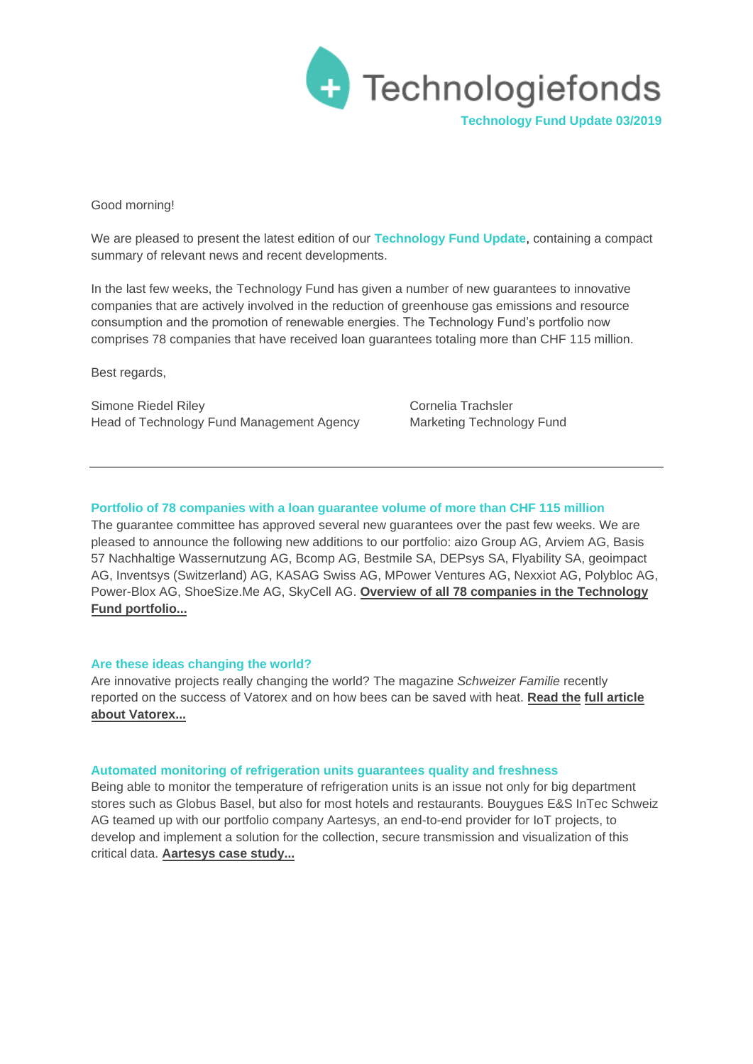# Technologiefonds

**Technology Fund Update 03/2019**

Good morning!

We are pleased to present the latest edition of our **Technology Fund Update**, containing a compact summary of relevant news and recent developments.

In the last few weeks, the Technology Fund has given a number of new guarantees to innovative companies that are actively involved in the reduction of greenhouse gas emissions and resource consumption and the promotion of renewable energies. The Technology Fund's portfolio now comprises 78 companies that have received loan guarantees totaling more than CHF 115 million.

Best regards,

Simone Riedel Riley
Head of Technology Fund Management Agency

Cornelia Trachsler
Marketing Technology Fund

---

### Portfolio of 78 companies with a loan guarantee volume of more than CHF 115 million

The guarantee committee has approved several new guarantees over the past few weeks. We are pleased to announce the following new additions to our portfolio: aizo Group AG, Arviem AG, Basis 57 Nachhaltige Wassernutzung AG, Bcomp AG, Bestmile SA, DEPsys SA, Flyability SA, geoimpact AG, Inventsys (Switzerland) AG, KASAG Swiss AG, MPower Ventures AG, Nexxiot AG, Polybloc AG, Power-Blox AG, ShoeSize.Me AG, SkyCell AG. **Overview of all 78 companies in the Technology Fund portfolio...**

### Are these ideas changing the world?

Are innovative projects really changing the world? The magazine *Schweizer Familie* recently reported on the success of Vatorex and on how bees can be saved with heat. **Read the full article about Vatorex...**

### Automated monitoring of refrigeration units guarantees quality and freshness

Being able to monitor the temperature of refrigeration units is an issue not only for big department stores such as Globus Basel, but also for most hotels and restaurants. Bouygues E&S InTec Schweiz AG teamed up with our portfolio company Aartesys, an end-to-end provider for IoT projects, to develop and implement a solution for the collection, secure transmission and visualization of this critical data. **Aartesys case study...**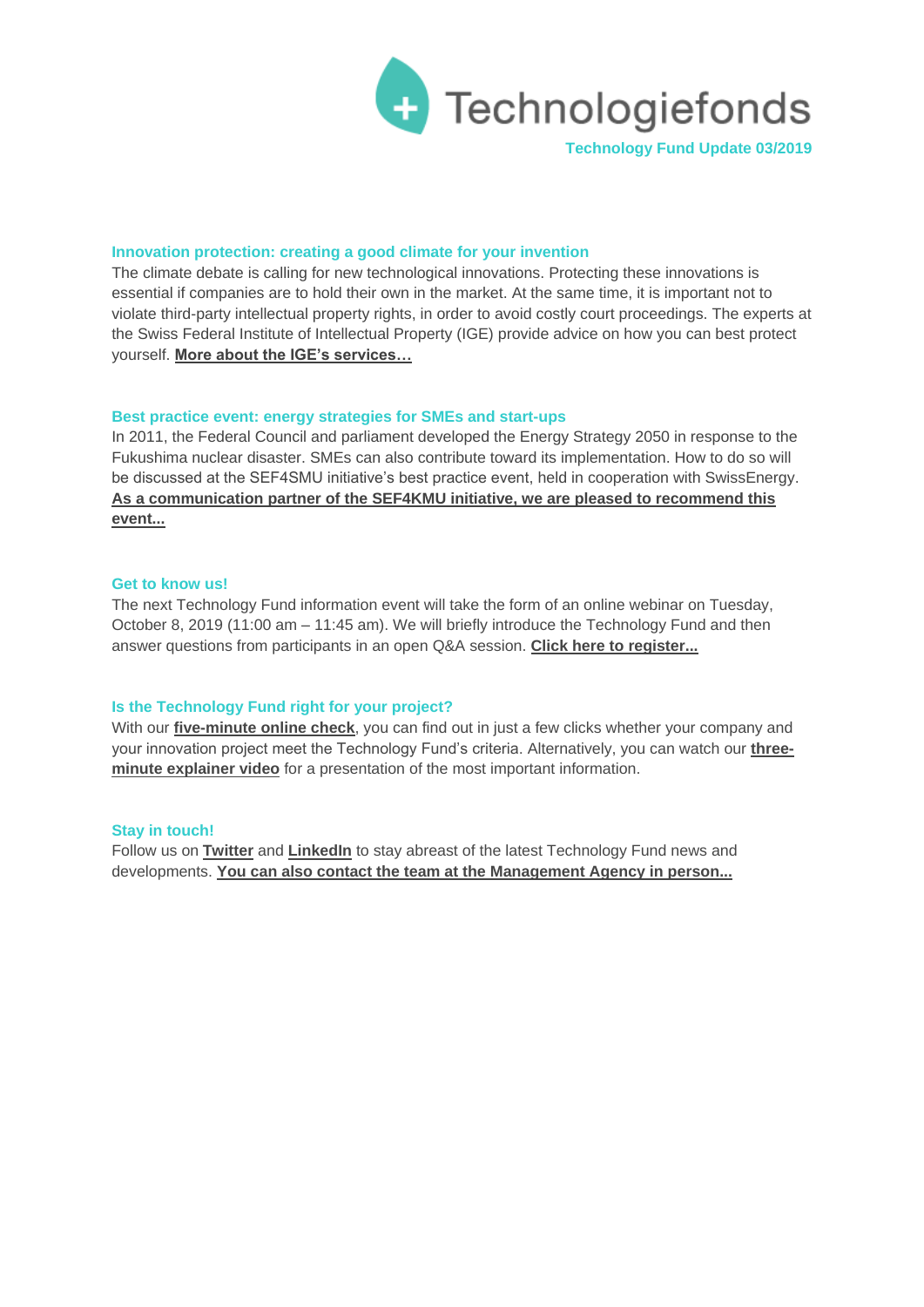Technologiefonds

**Technology Fund Update 03/2019**

### Innovation protection: creating a good climate for your invention

The climate debate is calling for new technological innovations. Protecting these innovations is essential if companies are to hold their own in the market. At the same time, it is important not to violate third-party intellectual property rights, in order to avoid costly court proceedings. The experts at the Swiss Federal Institute of Intellectual Property (IGE) provide advice on how you can best protect yourself. **More about the IGE's services…**

### Best practice event: energy strategies for SMEs and start-ups

In 2011, the Federal Council and parliament developed the Energy Strategy 2050 in response to the Fukushima nuclear disaster. SMEs can also contribute toward its implementation. How to do so will be discussed at the SEF4SMU initiative's best practice event, held in cooperation with SwissEnergy. **As a communication partner of the SEF4KMU initiative, we are pleased to recommend this event...**

### Get to know us!

The next Technology Fund information event will take the form of an online webinar on Tuesday, October 8, 2019 (11:00 am – 11:45 am). We will briefly introduce the Technology Fund and then answer questions from participants in an open Q&A session. **Click here to register...**

### Is the Technology Fund right for your project?

With our **five-minute online check**, you can find out in just a few clicks whether your company and your innovation project meet the Technology Fund's criteria. Alternatively, you can watch our **three-minute explainer video** for a presentation of the most important information.

### Stay in touch!

Follow us on **Twitter** and **LinkedIn** to stay abreast of the latest Technology Fund news and developments. **You can also contact the team at the Management Agency in person...**